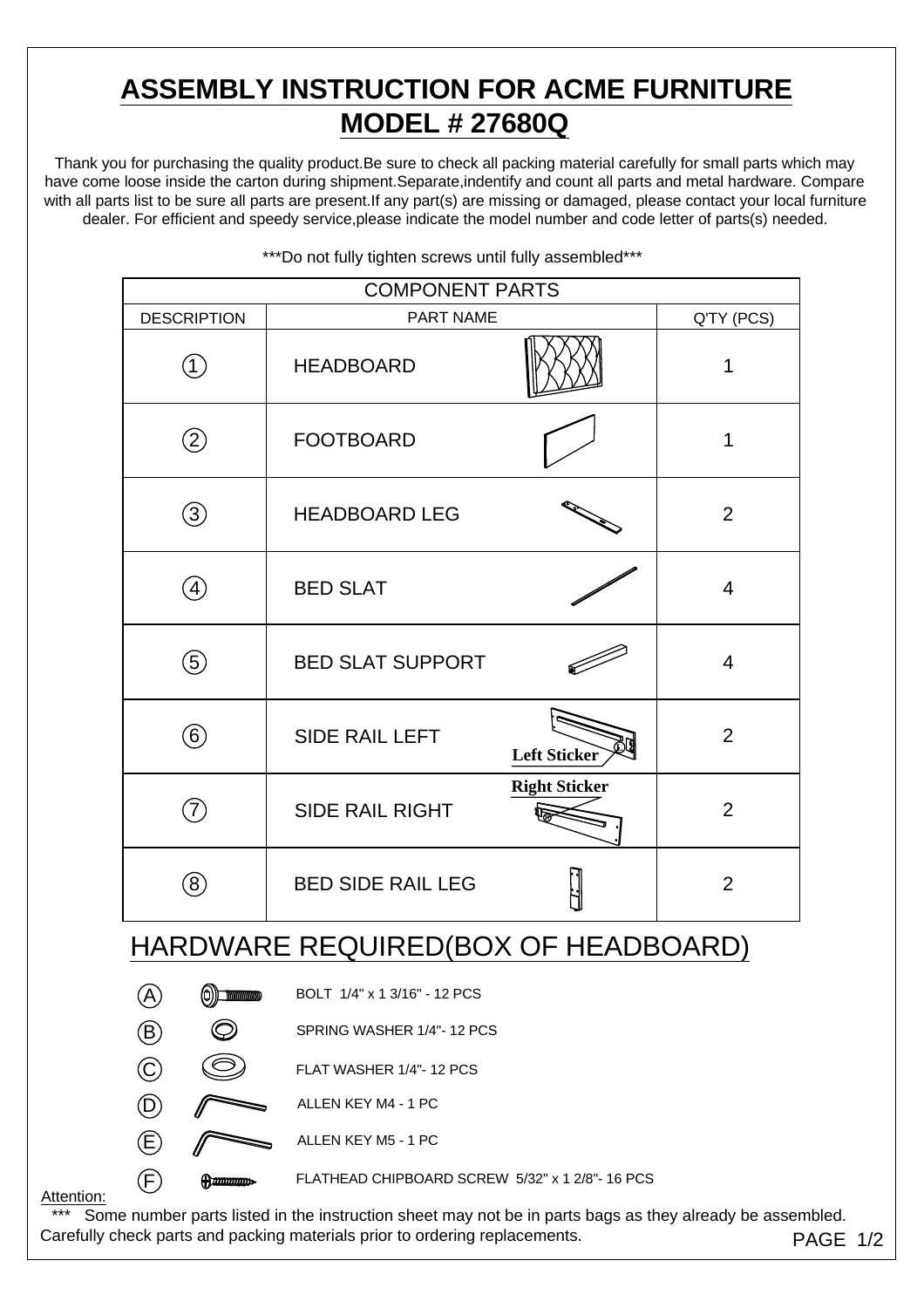# ASSEMBLY INSTRUCTION FOR ACME FURNITURE
# MODEL # 27680Q

Thank you for purchasing the quality product.Be sure to check all packing material carefully for small parts which may have come loose inside the carton during shipment.Separate,indentify and count all parts and metal hardware. Compare with all parts list to be sure all parts are present.If any part(s) are missing or damaged, please contact your local furniture dealer. For efficient and speedy service,please indicate the model number and code letter of parts(s) needed.

***Do not fully tighten screws until fully assembled***

| COMPONENT PARTS | | |
|---|---|---|
| DESCRIPTION | PART NAME | Q'TY (PCS) |
| 1 | HEADBOARD | 1 |
| 2 | FOOTBOARD | 1 |
| 3 | HEADBOARD LEG | 2 |
| 4 | BED SLAT | 4 |
| 5 | BED SLAT SUPPORT | 4 |
| 6 | SIDE RAIL LEFT (Left Sticker) | 2 |
| 7 | SIDE RAIL RIGHT (Right Sticker) | 2 |
| 8 | BED SIDE RAIL LEG | 2 |

## HARDWARE REQUIRED(BOX OF HEADBOARD)

- (A) BOLT 1/4" x 1 3/16" - 12 PCS
- (B) SPRING WASHER 1/4"- 12 PCS
- (C) FLAT WASHER 1/4"- 12 PCS
- (D) ALLEN KEY M4 - 1 PC
- (E) ALLEN KEY M5 - 1 PC
- (F) FLATHEAD CHIPBOARD SCREW 5/32" x 1 2/8"- 16 PCS

Attention:

*** Some number parts listed in the instruction sheet may not be in parts bags as they already be assembled. Carefully check parts and packing materials prior to ordering replacements.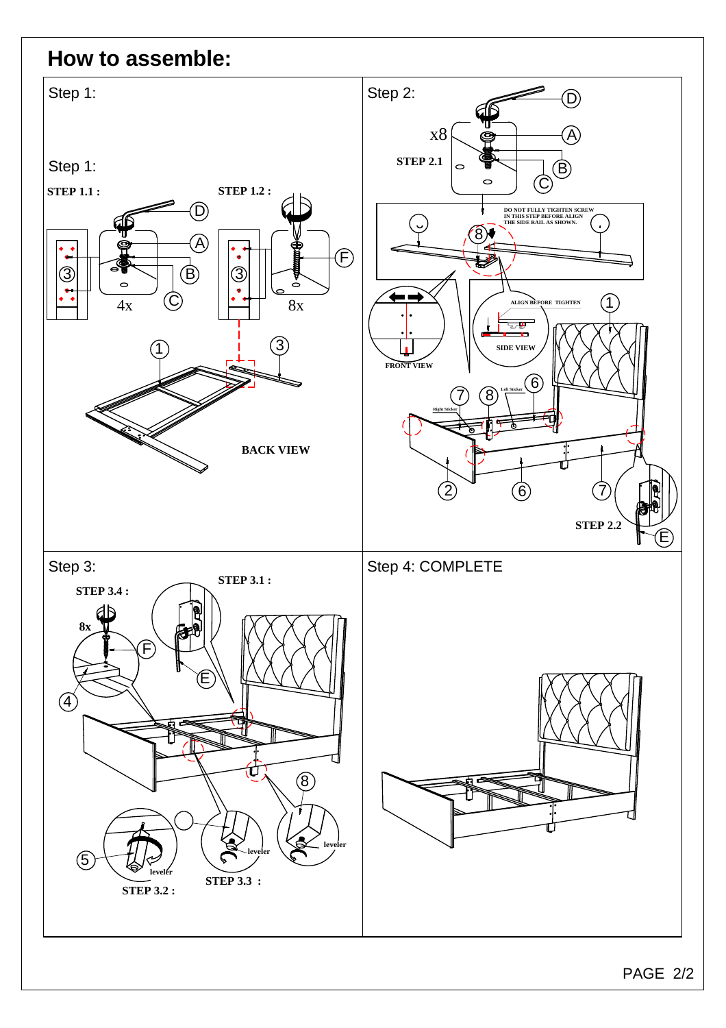# How to assemble:

Step 1:

Step 1:

**STEP 1.1 :**

D

A

B

C

3

4x

**STEP 1.2 :**

F

3

8x

1

3

**BACK VIEW**

Step 2:

D

x8

A

**STEP 2.1**

B

C

DO NOT FULLY TIGHTEN SCREW IN THIS STEP BEFORE ALIGN THE SIDE RAIL AS SHOWN.

8

FRONT VIEW

ALIGN BEFORE TIGHTEN

SIDE VIEW

1

6

7

8

Left Sticker

Right Sticker

2

6

7

**STEP 2.2**

E

Step 3:

**STEP 3.4 :**

8x

F

4

**STEP 3.1 :**

E

8

5

leveler

leveler

leveler

**STEP 3.2 :**

**STEP 3.3 :**

Step 4: COMPLETE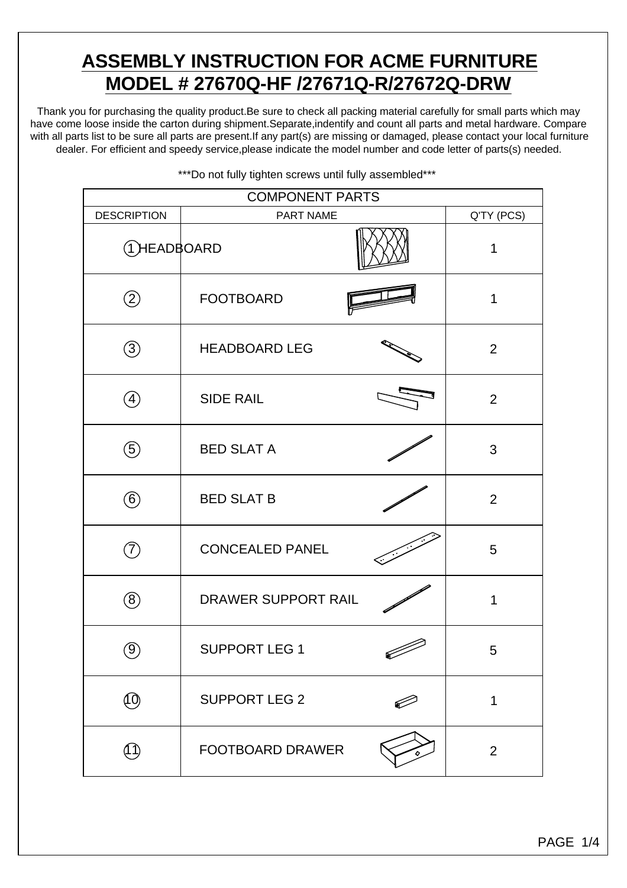# ASSEMBLY INSTRUCTION FOR ACME FURNITURE
# MODEL # 27670Q-HF /27671Q-R/27672Q-DRW

Thank you for purchasing the quality product.Be sure to check all packing material carefully for small parts which may have come loose inside the carton during shipment.Separate,indentify and count all parts and metal hardware. Compare with all parts list to be sure all parts are present.If any part(s) are missing or damaged, please contact your local furniture dealer. For efficient and speedy service,please indicate the model number and code letter of parts(s) needed.

***Do not fully tighten screws until fully assembled***

| COMPONENT PARTS | | |
|---|---|---|
| DESCRIPTION | PART NAME | Q'TY (PCS) |
| 1 | HEADBOARD | 1 |
| 2 | FOOTBOARD | 1 |
| 3 | HEADBOARD LEG | 2 |
| 4 | SIDE RAIL | 2 |
| 5 | BED SLAT A | 3 |
| 6 | BED SLAT B | 2 |
| 7 | CONCEALED PANEL | 5 |
| 8 | DRAWER SUPPORT RAIL | 1 |
| 9 | SUPPORT LEG 1 | 5 |
| 10 | SUPPORT LEG 2 | 1 |
| 11 | FOOTBOARD DRAWER | 2 |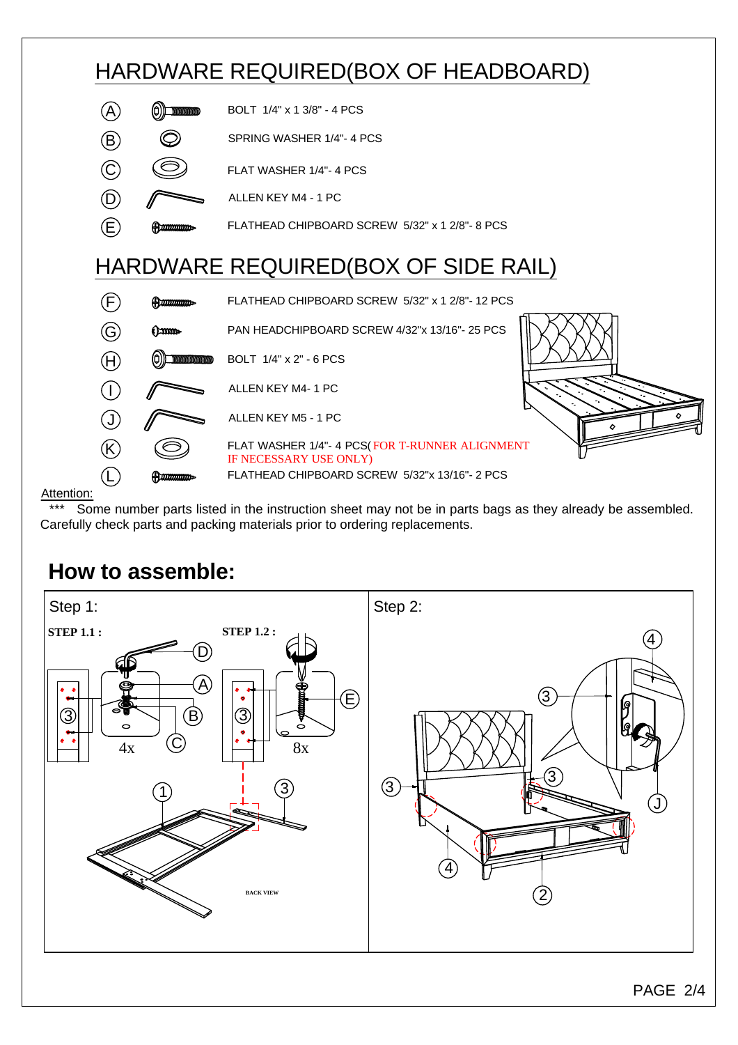# HARDWARE REQUIRED(BOX OF HEADBOARD)

| | |
|---|---|
| A | BOLT 1/4" x 1 3/8" - 4 PCS |
| B | SPRING WASHER 1/4"- 4 PCS |
| C | FLAT WASHER 1/4"- 4 PCS |
| D | ALLEN KEY M4 - 1 PC |
| E | FLATHEAD CHIPBOARD SCREW 5/32" x 1 2/8"- 8 PCS |

# HARDWARE REQUIRED(BOX OF SIDE RAIL)

| | |
|---|---|
| F | FLATHEAD CHIPBOARD SCREW 5/32" x 1 2/8"- 12 PCS |
| G | PAN HEADCHIPBOARD SCREW 4/32"x 13/16"- 25 PCS |
| H | BOLT 1/4" x 2" - 6 PCS |
| I | ALLEN KEY M4- 1 PC |
| J | ALLEN KEY M5 - 1 PC |
| K | FLAT WASHER 1/4"- 4 PCS( FOR T-RUNNER ALIGNMENT IF NECESSARY USE ONLY) |
| L | FLATHEAD CHIPBOARD SCREW 5/32"x 13/16"- 2 PCS |

Attention:

*** Some number parts listed in the instruction sheet may not be in parts bags as they already be assembled. Carefully check parts and packing materials prior to ordering replacements.

## How to assemble:

Step 1:

**STEP 1.1 :** D, A, B, C, 3 — 4x

**STEP 1.2 :** E, 3 — 8x

1, 3

BACK VIEW

Step 2:

4, 3, 3, 3, J, 4, 2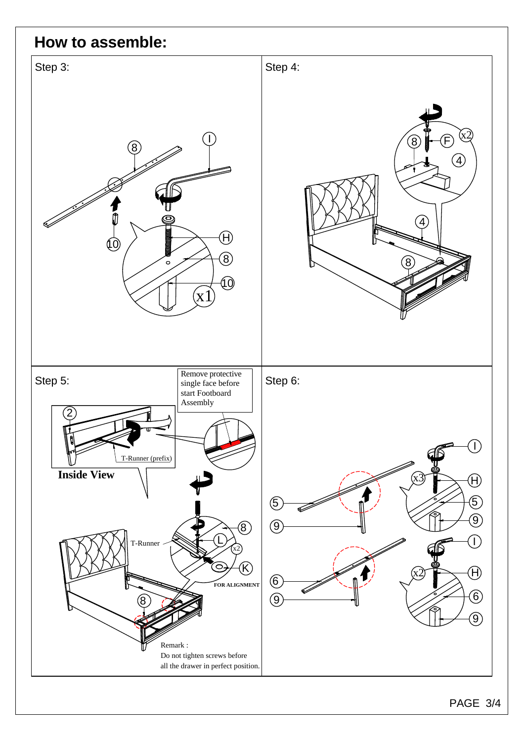# How to assemble:

## Step 3:

8, I, 10, H, 8, 10, x1

## Step 4:

8, F, x2, 4, 4, 8

## Step 5:

Remove protective single face before start Footboard Assembly

2

T-Runner (prefix)

**Inside View**

T-Runner

8, L, x2, K

FOR ALIGNMENT

8

Remark :
Do not tighten screws before all the drawer in perfect position.

## Step 6:

I, x3, H, 5, 5, 9, 9

I, x2, H, 6, 6, 9, 9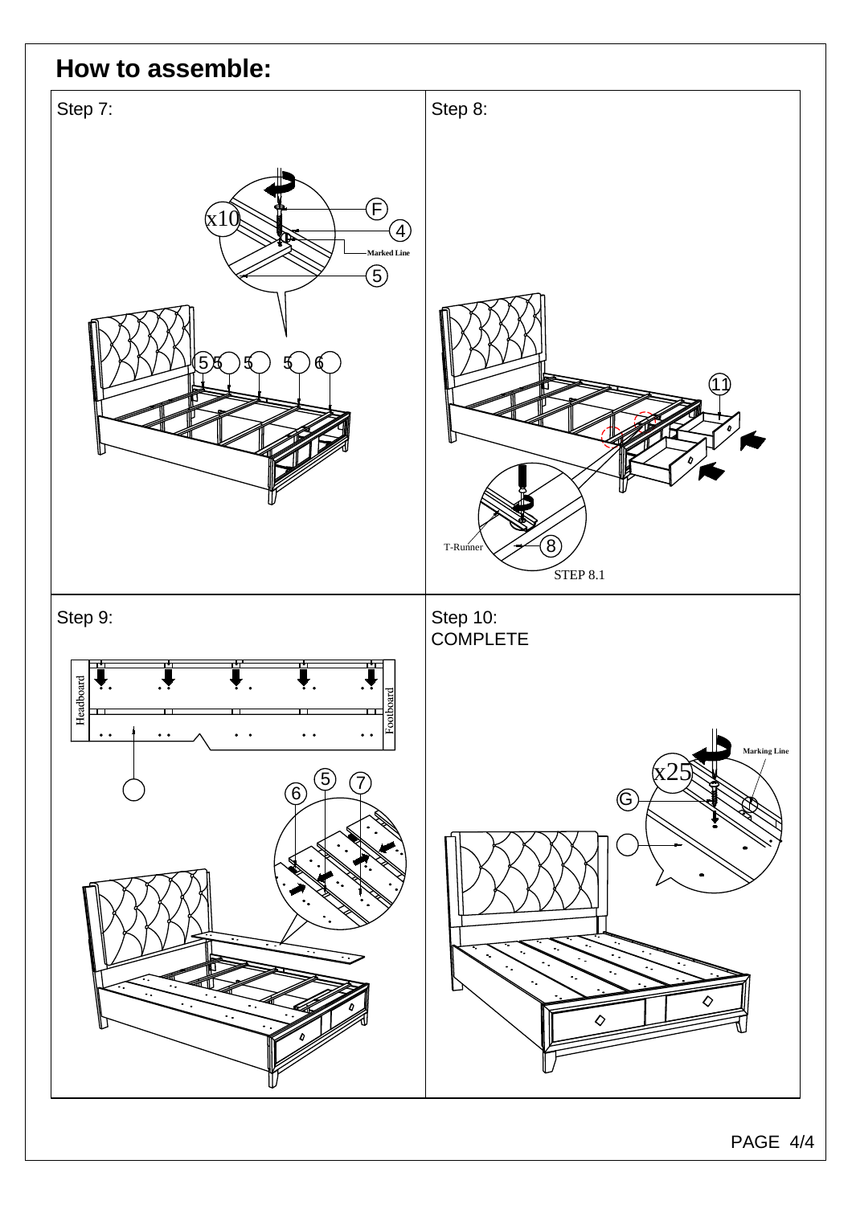## How to assemble:

Step 7:

x10

F

4

Marked Line

5

5 5 5 5 6

Step 8:

11

T-Runner

8

STEP 8.1

Step 9:

Headboard

Footboard

6 5 7

Step 10:
COMPLETE

x25

G

Marking Line